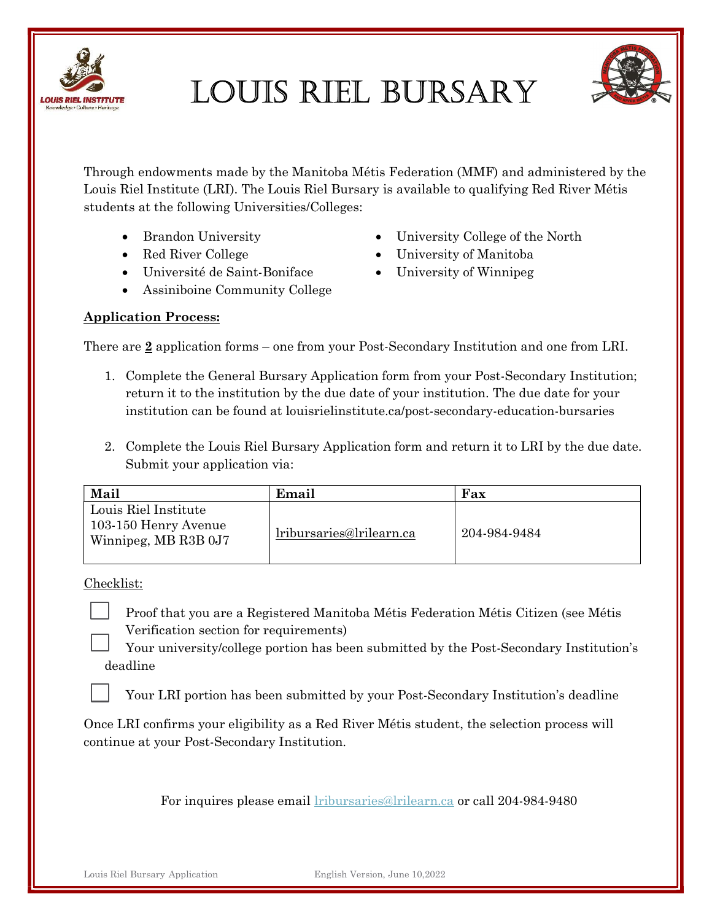# LOUIS RIEL BURSARY

Through endowments made by the Manitoba Métis Federation (MMF) and administered by the Louis Riel Institute (LRI). The Louis Riel Bursary is available to qualifying Red River Métis students at the following Universities/Colleges:

- Brandon University
- Red River College
- Université de Saint-Boniface
- Assiniboine Community College
- University College of the North
- University of Manitoba
- University of Winnipeg

**Application Process:**

There are **2** application forms – one from your Post-Secondary Institution and one from LRI.

1. Complete the General Bursary Application form from your Post-Secondary Institution; return it to the institution by the due date of your institution. The due date for your institution can be found at louisrielinstitute.ca/post-secondary-education-bursaries

2. Complete the Louis Riel Bursary Application form and return it to LRI by the due date. Submit your application via:

| Mail | Email | Fax |
|---|---|---|
| Louis Riel Institute<br>103-150 Henry Avenue<br>Winnipeg, MB R3B 0J7 | lribursaries@lrilearn.ca | 204-984-9484 |

Checklist:

- ☐ Proof that you are a Registered Manitoba Métis Federation Métis Citizen (see Métis Verification section for requirements)
- ☐ Your university/college portion has been submitted by the Post-Secondary Institution's deadline
- ☐ Your LRI portion has been submitted by your Post-Secondary Institution's deadline

Once LRI confirms your eligibility as a Red River Métis student, the selection process will continue at your Post-Secondary Institution.

For inquires please email lribursaries@lrilearn.ca or call 204-984-9480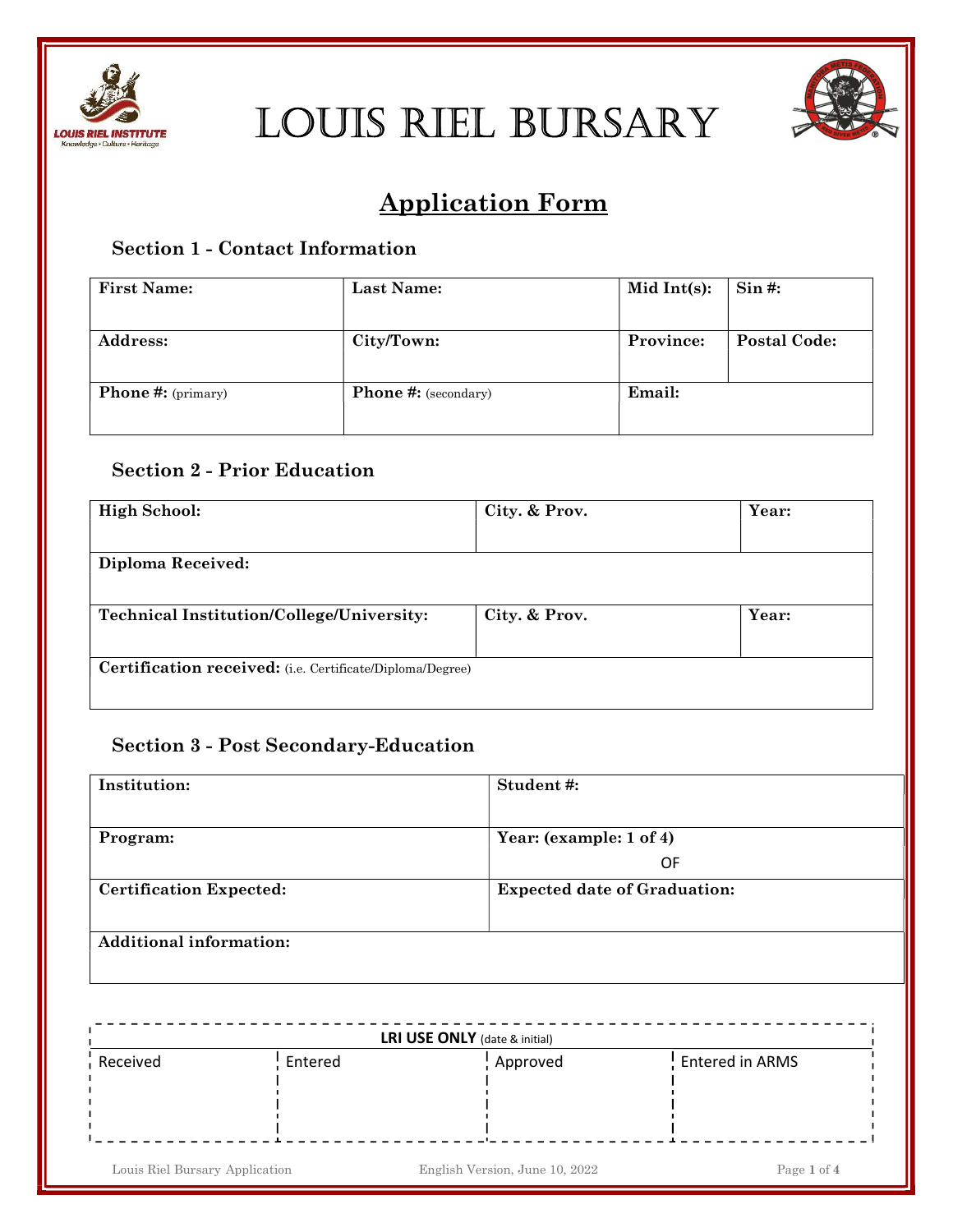# LOUIS RIEL BURSARY

## Application Form

### Section 1 - Contact Information

| **First Name:** | **Last Name:** | **Mid Int(s):** | **Sin #:** |
|---|---|---|---|
| **Address:** | **City/Town:** | **Province:** | **Postal Code:** |
| **Phone #:** (primary) | **Phone #:** (secondary) | **Email:** | |

### Section 2 - Prior Education

| **High School:** | **City. & Prov.** | **Year:** |
|---|---|---|
| **Diploma Received:** | | |
| **Technical Institution/College/University:** | **City. & Prov.** | **Year:** |
| **Certification received:** (i.e. Certificate/Diploma/Degree) | | |

### Section 3 - Post Secondary-Education

| **Institution:** | **Student #:** |
|---|---|
| **Program:** | **Year: (example: 1 of 4)** OF |
| **Certification Expected:** | **Expected date of Graduation:** |
| **Additional information:** | |

| **LRI USE ONLY** (date & initial) | | | |
|---|---|---|---|
| Received | Entered | Approved | Entered in ARMS |
| | | | |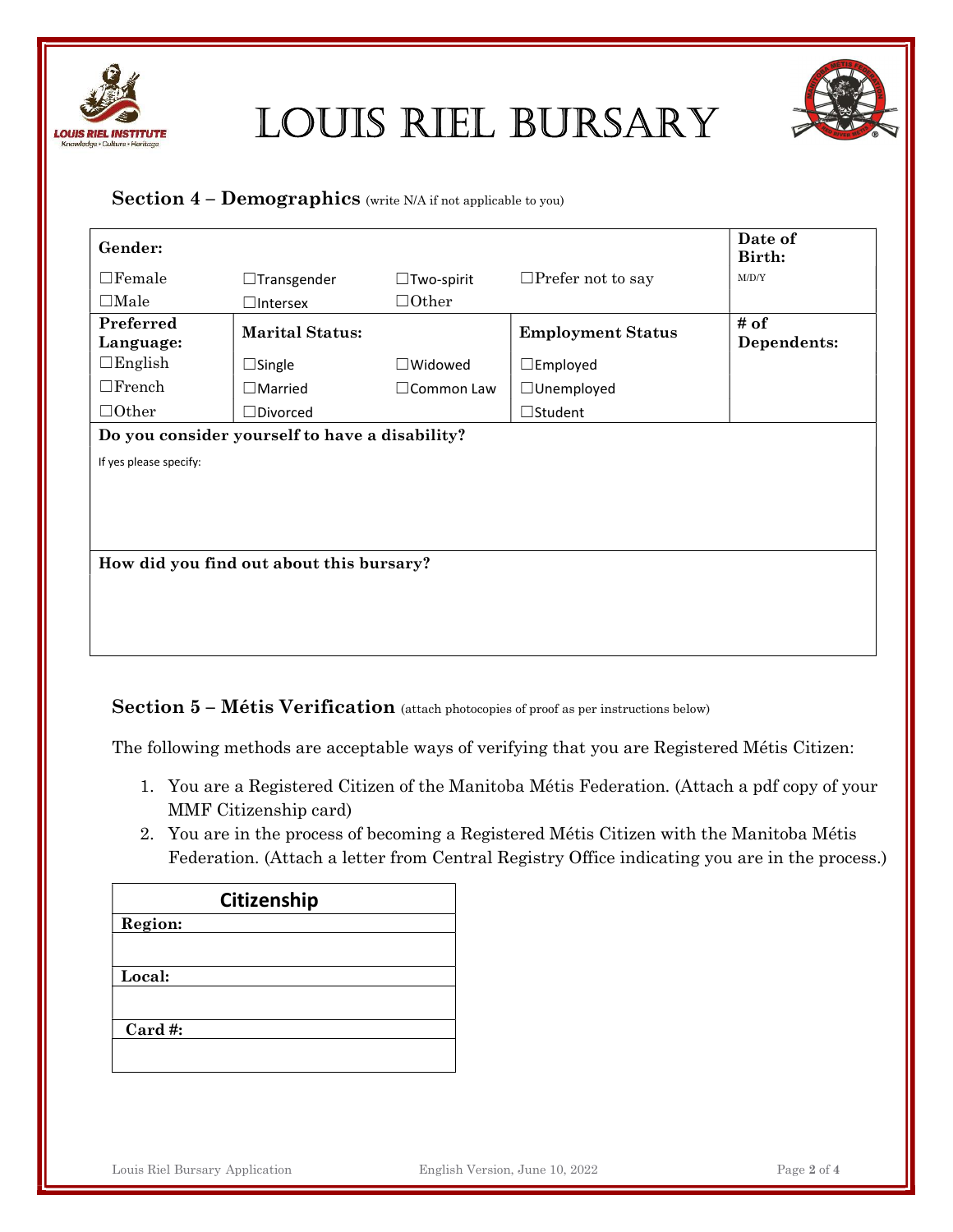# LOUIS RIEL BURSARY

## Section 4 – Demographics (write N/A if not applicable to you)

| **Gender:** | | | | **Date of Birth:** |
|---|---|---|---|---|
| ☐Female | ☐Transgender | ☐Two-spirit | ☐Prefer not to say | M/D/Y |
| ☐Male | ☐Intersex | ☐Other | | |
| **Preferred Language:** | **Marital Status:** | | **Employment Status** | **# of Dependents:** |
| ☐English | ☐Single | ☐Widowed | ☐Employed | |
| ☐French | ☐Married | ☐Common Law | ☐Unemployed | |
| ☐Other | ☐Divorced | | ☐Student | |
| **Do you consider yourself to have a disability?** | | | | |
| If yes please specify: | | | | |
| **How did you find out about this bursary?** | | | | |

## Section 5 – Métis Verification (attach photocopies of proof as per instructions below)

The following methods are acceptable ways of verifying that you are Registered Métis Citizen:

1. You are a Registered Citizen of the Manitoba Métis Federation. (Attach a pdf copy of your MMF Citizenship card)
2. You are in the process of becoming a Registered Métis Citizen with the Manitoba Métis Federation. (Attach a letter from Central Registry Office indicating you are in the process.)

| **Citizenship** |
|---|
| **Region:** |
| |
| **Local:** |
| |
| **Card #:** |
| |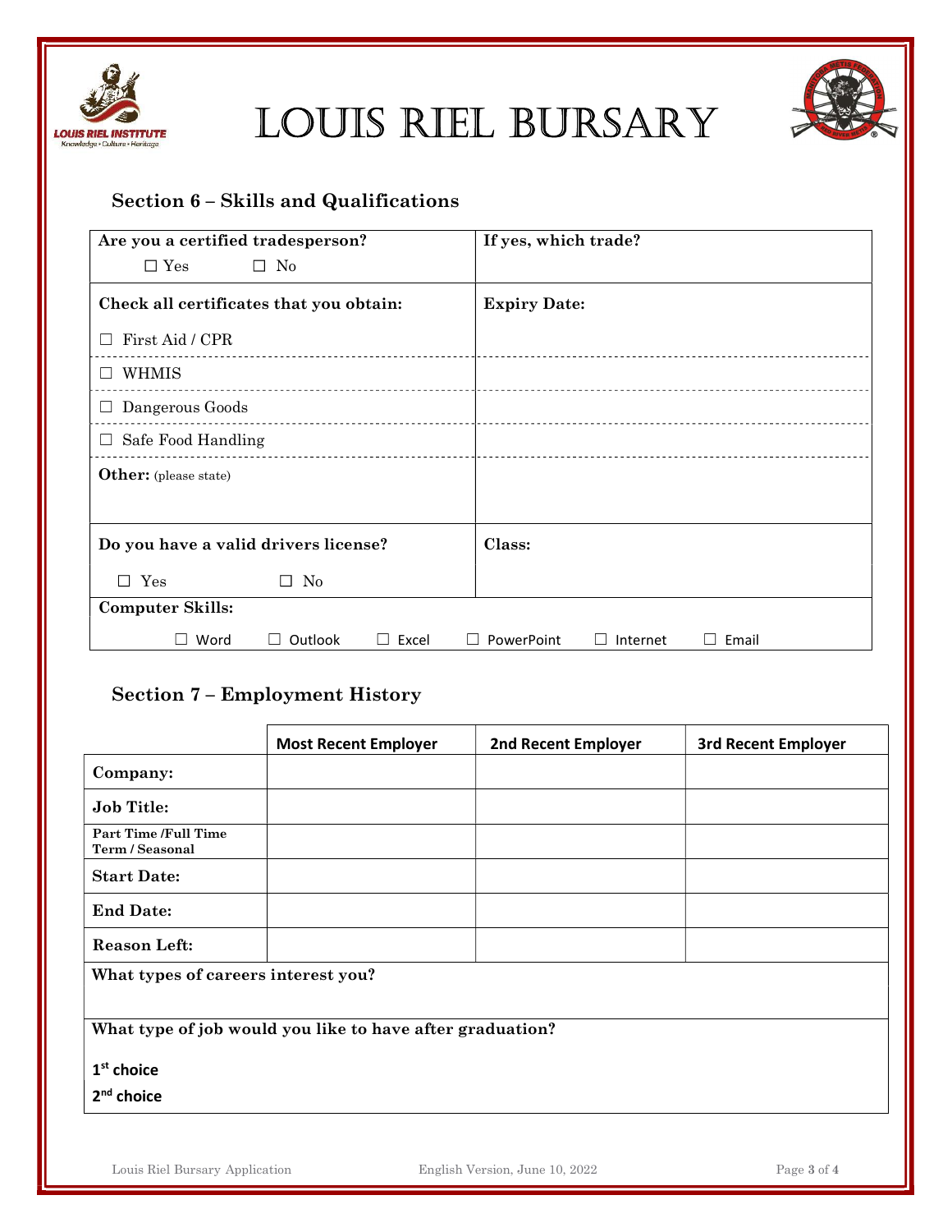# LOUIS RIEL BURSARY

## Section 6 – Skills and Qualifications

| Are you a certified tradesperson? ☐ Yes ☐ No | If yes, which trade? |
|---|---|
| **Check all certificates that you obtain:** | **Expiry Date:** |
| ☐ First Aid / CPR | |
| ☐ WHMIS | |
| ☐ Dangerous Goods | |
| ☐ Safe Food Handling | |
| **Other:** (please state) | |
| **Do you have a valid drivers license?** ☐ Yes ☐ No | **Class:** |

**Computer Skills:**

☐ Word ☐ Outlook ☐ Excel ☐ PowerPoint ☐ Internet ☐ Email

## Section 7 – Employment History

| | Most Recent Employer | 2nd Recent Employer | 3rd Recent Employer |
|---|---|---|---|
| **Company:** | | | |
| **Job Title:** | | | |
| **Part Time /Full Time Term / Seasonal** | | | |
| **Start Date:** | | | |
| **End Date:** | | | |
| **Reason Left:** | | | |

**What types of careers interest you?**

**What type of job would you like to have after graduation?**

**1st choice**

**2nd choice**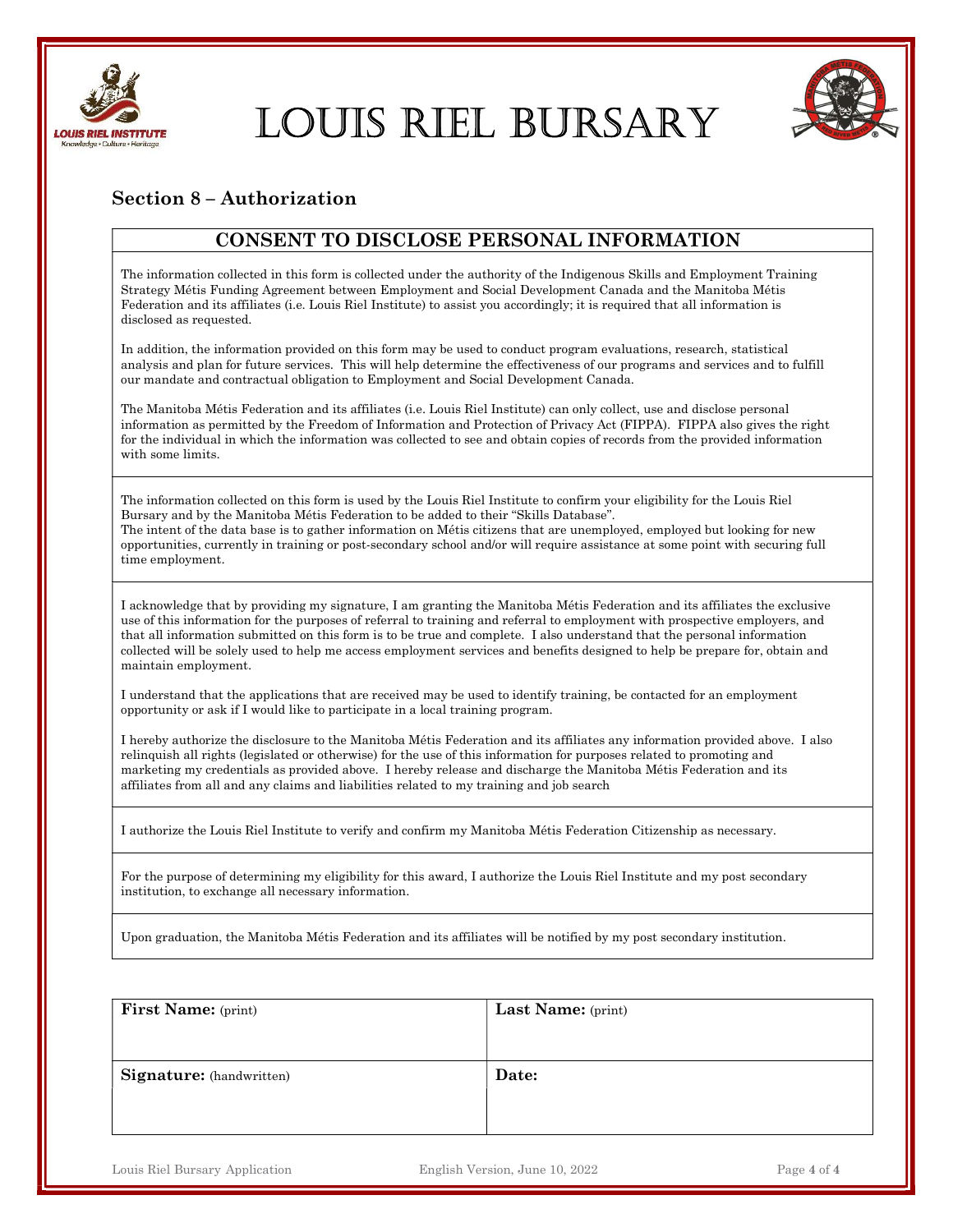# LOUIS RIEL BURSARY

## Section 8 – Authorization

### CONSENT TO DISCLOSE PERSONAL INFORMATION

The information collected in this form is collected under the authority of the Indigenous Skills and Employment Training Strategy Métis Funding Agreement between Employment and Social Development Canada and the Manitoba Métis Federation and its affiliates (i.e. Louis Riel Institute) to assist you accordingly; it is required that all information is disclosed as requested.

In addition, the information provided on this form may be used to conduct program evaluations, research, statistical analysis and plan for future services. This will help determine the effectiveness of our programs and services and to fulfill our mandate and contractual obligation to Employment and Social Development Canada.

The Manitoba Métis Federation and its affiliates (i.e. Louis Riel Institute) can only collect, use and disclose personal information as permitted by the Freedom of Information and Protection of Privacy Act (FIPPA). FIPPA also gives the right for the individual in which the information was collected to see and obtain copies of records from the provided information with some limits.

The information collected on this form is used by the Louis Riel Institute to confirm your eligibility for the Louis Riel Bursary and by the Manitoba Métis Federation to be added to their "Skills Database".
The intent of the data base is to gather information on Métis citizens that are unemployed, employed but looking for new opportunities, currently in training or post-secondary school and/or will require assistance at some point with securing full time employment.

I acknowledge that by providing my signature, I am granting the Manitoba Métis Federation and its affiliates the exclusive use of this information for the purposes of referral to training and referral to employment with prospective employers, and that all information submitted on this form is to be true and complete. I also understand that the personal information collected will be solely used to help me access employment services and benefits designed to help be prepare for, obtain and maintain employment.

I understand that the applications that are received may be used to identify training, be contacted for an employment opportunity or ask if I would like to participate in a local training program.

I hereby authorize the disclosure to the Manitoba Métis Federation and its affiliates any information provided above. I also relinquish all rights (legislated or otherwise) for the use of this information for purposes related to promoting and marketing my credentials as provided above. I hereby release and discharge the Manitoba Métis Federation and its affiliates from all and any claims and liabilities related to my training and job search

I authorize the Louis Riel Institute to verify and confirm my Manitoba Métis Federation Citizenship as necessary.

For the purpose of determining my eligibility for this award, I authorize the Louis Riel Institute and my post secondary institution, to exchange all necessary information.

Upon graduation, the Manitoba Métis Federation and its affiliates will be notified by my post secondary institution.

| | |
|---|---|
| **First Name:** (print) | **Last Name:** (print) |
| **Signature:** (handwritten) | **Date:** |

Louis Riel Bursary Application — English Version, June 10, 2022